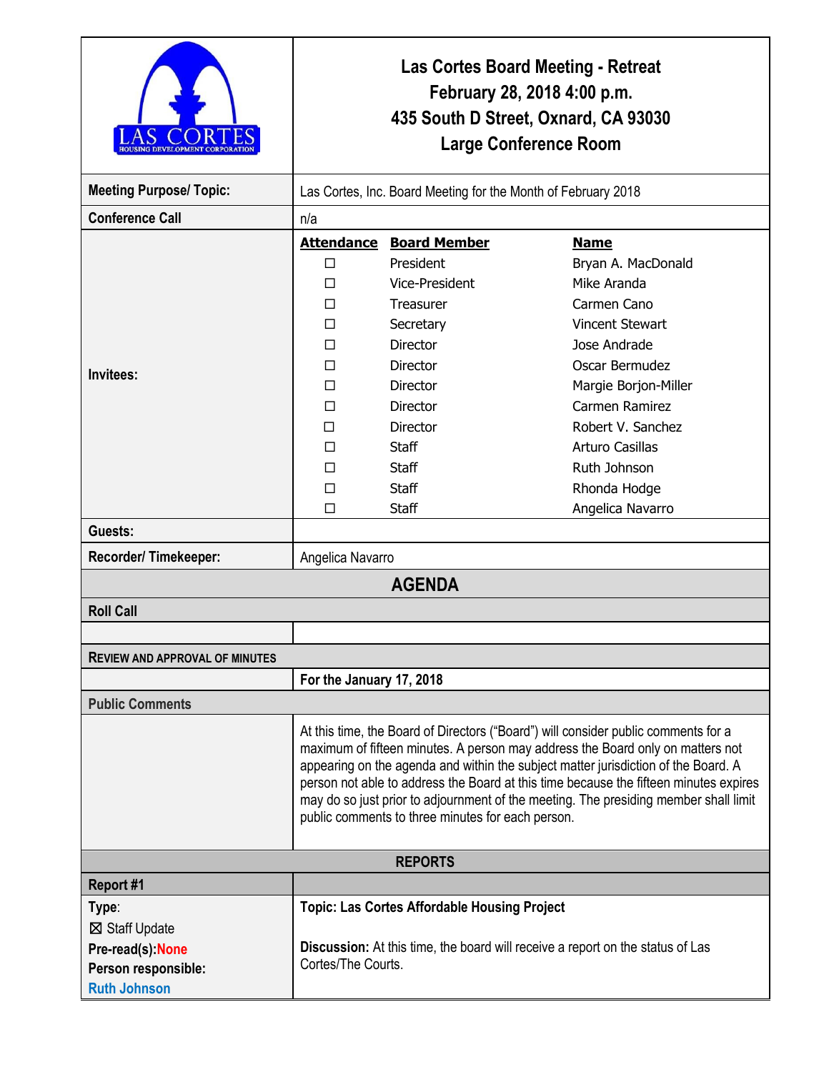# Las Cortes Board Meeting - Retreat
## February 28, 2018 4:00 p.m.
## 435 South D Street, Oxnard, CA 93030
## Large Conference Room

LAS CORTES HOUSING DEVELOPMENT CORPORATION

| | |
|---|---|
| **Meeting Purpose/ Topic:** | Las Cortes, Inc. Board Meeting for the Month of February 2018 |
| **Conference Call** | n/a |

**Invitees:**

| Attendance | Board Member | Name |
|---|---|---|
| ☐ | President | Bryan A. MacDonald |
| ☐ | Vice-President | Mike Aranda |
| ☐ | Treasurer | Carmen Cano |
| ☐ | Secretary | Vincent Stewart |
| ☐ | Director | Jose Andrade |
| ☐ | Director | Oscar Bermudez |
| ☐ | Director | Margie Borjon-Miller |
| ☐ | Director | Carmen Ramirez |
| ☐ | Director | Robert V. Sanchez |
| ☐ | Staff | Arturo Casillas |
| ☐ | Staff | Ruth Johnson |
| ☐ | Staff | Rhonda Hodge |
| ☐ | Staff | Angelica Navarro |

| | |
|---|---|
| **Guests:** | |
| **Recorder/ Timekeeper:** | Angelica Navarro |

## AGENDA

### Roll Call

### Review and Approval of Minutes

**For the January 17, 2018**

### Public Comments

At this time, the Board of Directors ("Board") will consider public comments for a maximum of fifteen minutes. A person may address the Board only on matters not appearing on the agenda and within the subject matter jurisdiction of the Board. A person not able to address the Board at this time because the fifteen minutes expires may do so just prior to adjournment of the meeting. The presiding member shall limit public comments to three minutes for each person.

## REPORTS

### Report #1

| | |
|---|---|
| **Type**:<br>☒ Staff Update<br>**Pre-read(s):None**<br>**Person responsible:**<br>**Ruth Johnson** | **Topic: Las Cortes Affordable Housing Project**<br><br>**Discussion:** At this time, the board will receive a report on the status of Las Cortes/The Courts. |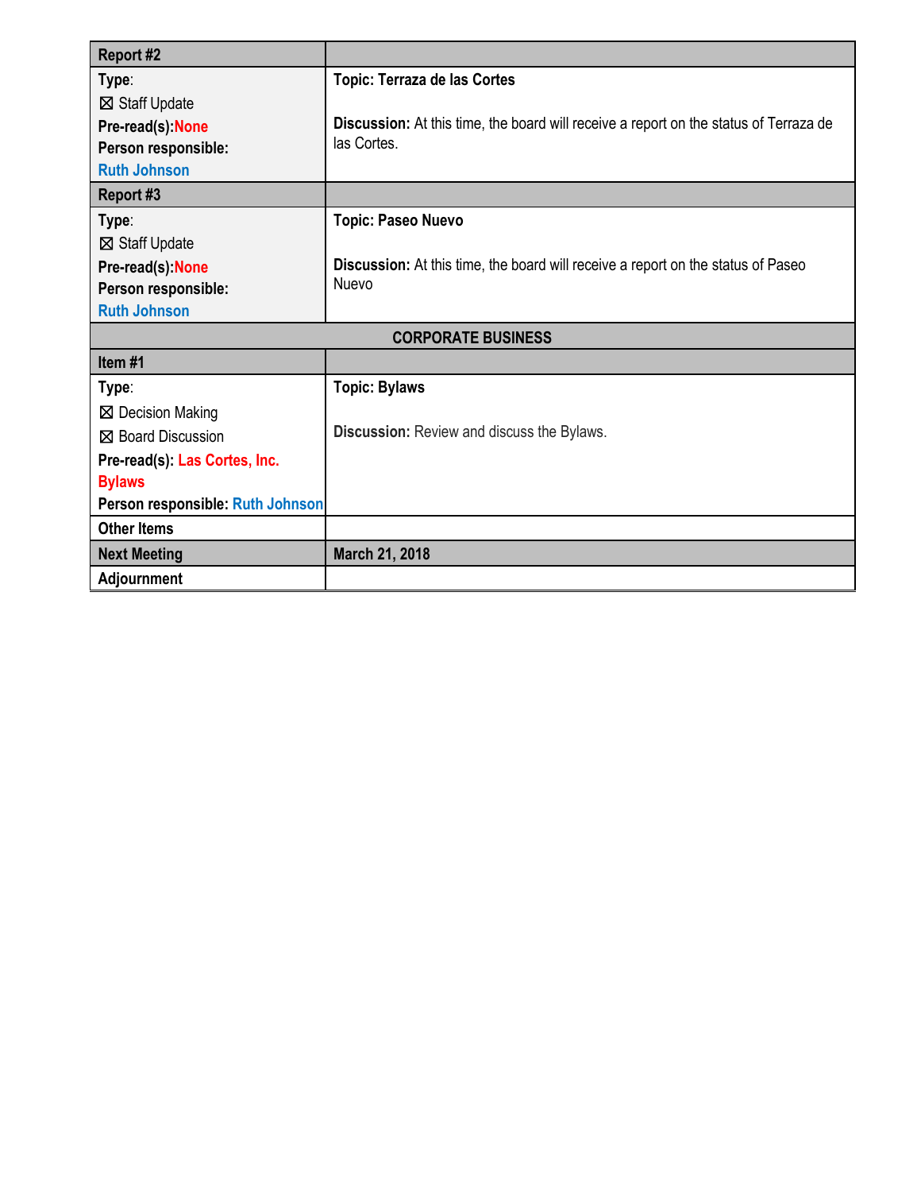| | |
|---|---|
| **Report #2** | |
| **Type**:<br>☒ Staff Update<br>**Pre-read(s):None**<br>**Person responsible:**<br>**Ruth Johnson** | **Topic: Terraza de las Cortes**<br><br>**Discussion:** At this time, the board will receive a report on the status of Terraza de las Cortes. |
| **Report #3** | |
| **Type**:<br>☒ Staff Update<br>**Pre-read(s):None**<br>**Person responsible:**<br>**Ruth Johnson** | **Topic: Paseo Nuevo**<br><br>**Discussion:** At this time, the board will receive a report on the status of Paseo Nuevo |
| **CORPORATE BUSINESS** | |
| **Item #1** | |
| **Type**:<br>☒ Decision Making<br>☒ Board Discussion<br>**Pre-read(s): Las Cortes, Inc. Bylaws**<br>**Person responsible: Ruth Johnson** | **Topic: Bylaws**<br><br>**Discussion:** Review and discuss the Bylaws. |
| **Other Items** | |
| **Next Meeting** | **March 21, 2018** |
| **Adjournment** | |